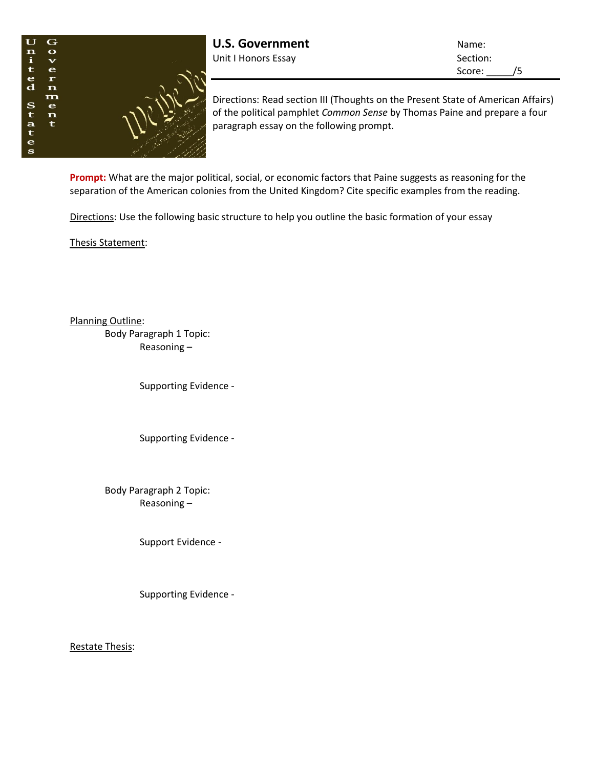# U.S. Government

Unit I Honors Essay

Name:

Section:

Score: _____/5

Directions: Read section III (Thoughts on the Present State of American Affairs) of the political pamphlet *Common Sense* by Thomas Paine and prepare a four paragraph essay on the following prompt.

**Prompt:** What are the major political, social, or economic factors that Paine suggests as reasoning for the separation of the American colonies from the United Kingdom? Cite specific examples from the reading.

Directions: Use the following basic structure to help you outline the basic formation of your essay

Thesis Statement:

Planning Outline:

- Body Paragraph 1 Topic:
  - Reasoning –
  - Supporting Evidence -
  - Supporting Evidence -
- Body Paragraph 2 Topic:
  - Reasoning –
  - Support Evidence -
  - Supporting Evidence -

Restate Thesis: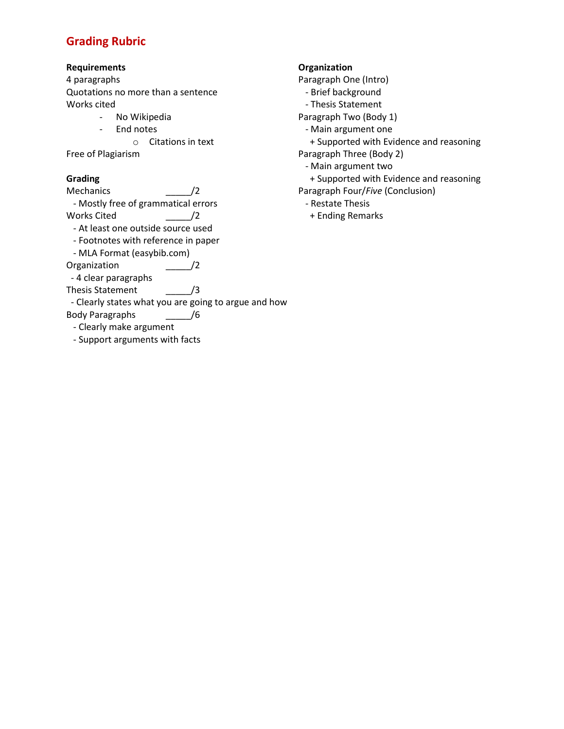## Grading Rubric

**Requirements**

4 paragraphs

Quotations no more than a sentence

Works cited

- No Wikipedia
- End notes
  - Citations in text

Free of Plagiarism

**Grading**

Mechanics _____/2

- Mostly free of grammatical errors

Works Cited _____/2

- At least one outside source used
- Footnotes with reference in paper
- MLA Format (easybib.com)

Organization _____/2

- 4 clear paragraphs

Thesis Statement _____/3

- Clearly states what you are going to argue and how

Body Paragraphs _____/6

- Clearly make argument
- Support arguments with facts

**Organization**

Paragraph One (Intro)

- Brief background
- Thesis Statement

Paragraph Two (Body 1)

- Main argument one
  + Supported with Evidence and reasoning

Paragraph Three (Body 2)

- Main argument two
  + Supported with Evidence and reasoning

Paragraph Four/*Five* (Conclusion)

- Restate Thesis
  + Ending Remarks